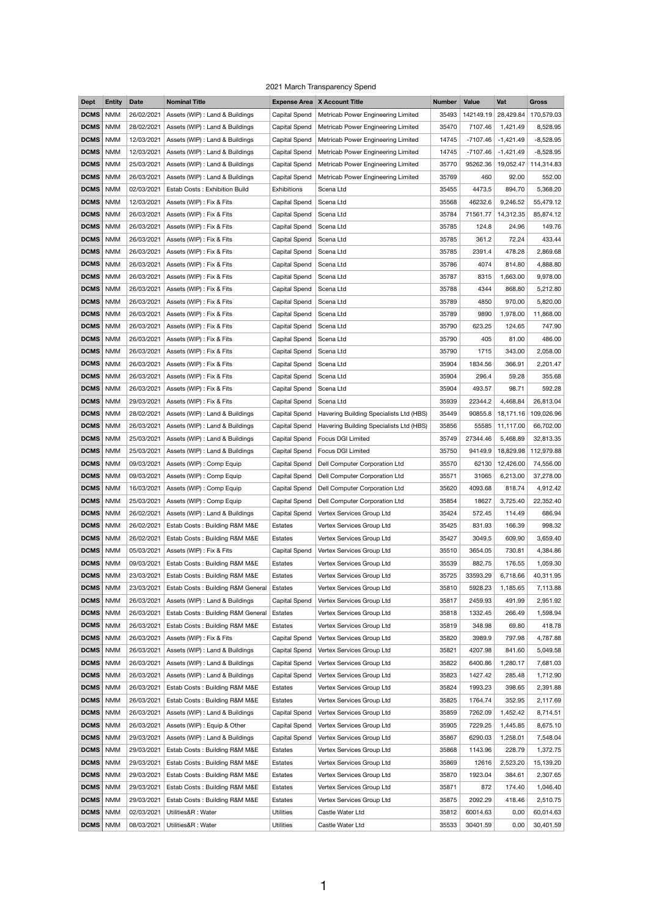2021 March Transparency Spend

| Dept | Entity | Date | Nominal Title | Expense Area | X Account Title | Number | Value | Vat | Gross |
|---|---|---|---|---|---|---|---|---|---|
| DCMS | NMM | 26/02/2021 | Assets (WIP) : Land & Buildings | Capital Spend | Metricab Power Engineering Limited | 35493 | 142149.19 | 28,429.84 | 170,579.03 |
| DCMS | NMM | 28/02/2021 | Assets (WIP) : Land & Buildings | Capital Spend | Metricab Power Engineering Limited | 35470 | 7107.46 | 1,421.49 | 8,528.95 |
| DCMS | NMM | 12/03/2021 | Assets (WIP) : Land & Buildings | Capital Spend | Metricab Power Engineering Limited | 14745 | -7107.46 | -1,421.49 | -8,528.95 |
| DCMS | NMM | 12/03/2021 | Assets (WIP) : Land & Buildings | Capital Spend | Metricab Power Engineering Limited | 14745 | -7107.46 | -1,421.49 | -8,528.95 |
| DCMS | NMM | 25/03/2021 | Assets (WIP) : Land & Buildings | Capital Spend | Metricab Power Engineering Limited | 35770 | 95262.36 | 19,052.47 | 114,314.83 |
| DCMS | NMM | 26/03/2021 | Assets (WIP) : Land & Buildings | Capital Spend | Metricab Power Engineering Limited | 35769 | 460 | 92.00 | 552.00 |
| DCMS | NMM | 02/03/2021 | Estab Costs : Exhibition Build | Exhibitions | Scena Ltd | 35455 | 4473.5 | 894.70 | 5,368.20 |
| DCMS | NMM | 12/03/2021 | Assets (WIP) : Fix & Fits | Capital Spend | Scena Ltd | 35568 | 46232.6 | 9,246.52 | 55,479.12 |
| DCMS | NMM | 26/03/2021 | Assets (WIP) : Fix & Fits | Capital Spend | Scena Ltd | 35784 | 71561.77 | 14,312.35 | 85,874.12 |
| DCMS | NMM | 26/03/2021 | Assets (WIP) : Fix & Fits | Capital Spend | Scena Ltd | 35785 | 124.8 | 24.96 | 149.76 |
| DCMS | NMM | 26/03/2021 | Assets (WIP) : Fix & Fits | Capital Spend | Scena Ltd | 35785 | 361.2 | 72.24 | 433.44 |
| DCMS | NMM | 26/03/2021 | Assets (WIP) : Fix & Fits | Capital Spend | Scena Ltd | 35785 | 2391.4 | 478.28 | 2,869.68 |
| DCMS | NMM | 26/03/2021 | Assets (WIP) : Fix & Fits | Capital Spend | Scena Ltd | 35786 | 4074 | 814.80 | 4,888.80 |
| DCMS | NMM | 26/03/2021 | Assets (WIP) : Fix & Fits | Capital Spend | Scena Ltd | 35787 | 8315 | 1,663.00 | 9,978.00 |
| DCMS | NMM | 26/03/2021 | Assets (WIP) : Fix & Fits | Capital Spend | Scena Ltd | 35788 | 4344 | 868.80 | 5,212.80 |
| DCMS | NMM | 26/03/2021 | Assets (WIP) : Fix & Fits | Capital Spend | Scena Ltd | 35789 | 4850 | 970.00 | 5,820.00 |
| DCMS | NMM | 26/03/2021 | Assets (WIP) : Fix & Fits | Capital Spend | Scena Ltd | 35789 | 9890 | 1,978.00 | 11,868.00 |
| DCMS | NMM | 26/03/2021 | Assets (WIP) : Fix & Fits | Capital Spend | Scena Ltd | 35790 | 623.25 | 124.65 | 747.90 |
| DCMS | NMM | 26/03/2021 | Assets (WIP) : Fix & Fits | Capital Spend | Scena Ltd | 35790 | 405 | 81.00 | 486.00 |
| DCMS | NMM | 26/03/2021 | Assets (WIP) : Fix & Fits | Capital Spend | Scena Ltd | 35790 | 1715 | 343.00 | 2,058.00 |
| DCMS | NMM | 26/03/2021 | Assets (WIP) : Fix & Fits | Capital Spend | Scena Ltd | 35904 | 1834.56 | 366.91 | 2,201.47 |
| DCMS | NMM | 26/03/2021 | Assets (WIP) : Fix & Fits | Capital Spend | Scena Ltd | 35904 | 296.4 | 59.28 | 355.68 |
| DCMS | NMM | 26/03/2021 | Assets (WIP) : Fix & Fits | Capital Spend | Scena Ltd | 35904 | 493.57 | 98.71 | 592.28 |
| DCMS | NMM | 29/03/2021 | Assets (WIP) : Fix & Fits | Capital Spend | Scena Ltd | 35939 | 22344.2 | 4,468.84 | 26,813.04 |
| DCMS | NMM | 28/02/2021 | Assets (WIP) : Land & Buildings | Capital Spend | Havering Building Specialists Ltd (HBS) | 35449 | 90855.8 | 18,171.16 | 109,026.96 |
| DCMS | NMM | 26/03/2021 | Assets (WIP) : Land & Buildings | Capital Spend | Havering Building Specialists Ltd (HBS) | 35856 | 55585 | 11,117.00 | 66,702.00 |
| DCMS | NMM | 25/03/2021 | Assets (WIP) : Land & Buildings | Capital Spend | Focus DGI Limited | 35749 | 27344.46 | 5,468.89 | 32,813.35 |
| DCMS | NMM | 25/03/2021 | Assets (WIP) : Land & Buildings | Capital Spend | Focus DGI Limited | 35750 | 94149.9 | 18,829.98 | 112,979.88 |
| DCMS | NMM | 09/03/2021 | Assets (WIP) : Comp Equip | Capital Spend | Dell Computer Corporation Ltd | 35570 | 62130 | 12,426.00 | 74,556.00 |
| DCMS | NMM | 09/03/2021 | Assets (WIP) : Comp Equip | Capital Spend | Dell Computer Corporation Ltd | 35571 | 31065 | 6,213.00 | 37,278.00 |
| DCMS | NMM | 16/03/2021 | Assets (WIP) : Comp Equip | Capital Spend | Dell Computer Corporation Ltd | 35620 | 4093.68 | 818.74 | 4,912.42 |
| DCMS | NMM | 25/03/2021 | Assets (WIP) : Comp Equip | Capital Spend | Dell Computer Corporation Ltd | 35854 | 18627 | 3,725.40 | 22,352.40 |
| DCMS | NMM | 26/02/2021 | Assets (WIP) : Land & Buildings | Capital Spend | Vertex Services Group Ltd | 35424 | 572.45 | 114.49 | 686.94 |
| DCMS | NMM | 26/02/2021 | Estab Costs : Building R&M M&E | Estates | Vertex Services Group Ltd | 35425 | 831.93 | 166.39 | 998.32 |
| DCMS | NMM | 26/02/2021 | Estab Costs : Building R&M M&E | Estates | Vertex Services Group Ltd | 35427 | 3049.5 | 609.90 | 3,659.40 |
| DCMS | NMM | 05/03/2021 | Assets (WIP) : Fix & Fits | Capital Spend | Vertex Services Group Ltd | 35510 | 3654.05 | 730.81 | 4,384.86 |
| DCMS | NMM | 09/03/2021 | Estab Costs : Building R&M M&E | Estates | Vertex Services Group Ltd | 35539 | 882.75 | 176.55 | 1,059.30 |
| DCMS | NMM | 23/03/2021 | Estab Costs : Building R&M M&E | Estates | Vertex Services Group Ltd | 35725 | 33593.29 | 6,718.66 | 40,311.95 |
| DCMS | NMM | 23/03/2021 | Estab Costs : Building R&M General | Estates | Vertex Services Group Ltd | 35810 | 5928.23 | 1,185.65 | 7,113.88 |
| DCMS | NMM | 26/03/2021 | Assets (WIP) : Land & Buildings | Capital Spend | Vertex Services Group Ltd | 35817 | 2459.93 | 491.99 | 2,951.92 |
| DCMS | NMM | 26/03/2021 | Estab Costs : Building R&M General | Estates | Vertex Services Group Ltd | 35818 | 1332.45 | 266.49 | 1,598.94 |
| DCMS | NMM | 26/03/2021 | Estab Costs : Building R&M M&E | Estates | Vertex Services Group Ltd | 35819 | 348.98 | 69.80 | 418.78 |
| DCMS | NMM | 26/03/2021 | Assets (WIP) : Fix & Fits | Capital Spend | Vertex Services Group Ltd | 35820 | 3989.9 | 797.98 | 4,787.88 |
| DCMS | NMM | 26/03/2021 | Assets (WIP) : Land & Buildings | Capital Spend | Vertex Services Group Ltd | 35821 | 4207.98 | 841.60 | 5,049.58 |
| DCMS | NMM | 26/03/2021 | Assets (WIP) : Land & Buildings | Capital Spend | Vertex Services Group Ltd | 35822 | 6400.86 | 1,280.17 | 7,681.03 |
| DCMS | NMM | 26/03/2021 | Assets (WIP) : Land & Buildings | Capital Spend | Vertex Services Group Ltd | 35823 | 1427.42 | 285.48 | 1,712.90 |
| DCMS | NMM | 26/03/2021 | Estab Costs : Building R&M M&E | Estates | Vertex Services Group Ltd | 35824 | 1993.23 | 398.65 | 2,391.88 |
| DCMS | NMM | 26/03/2021 | Estab Costs : Building R&M M&E | Estates | Vertex Services Group Ltd | 35825 | 1764.74 | 352.95 | 2,117.69 |
| DCMS | NMM | 26/03/2021 | Assets (WIP) : Land & Buildings | Capital Spend | Vertex Services Group Ltd | 35859 | 7262.09 | 1,452.42 | 8,714.51 |
| DCMS | NMM | 26/03/2021 | Assets (WIP) : Equip & Other | Capital Spend | Vertex Services Group Ltd | 35905 | 7229.25 | 1,445.85 | 8,675.10 |
| DCMS | NMM | 29/03/2021 | Assets (WIP) : Land & Buildings | Capital Spend | Vertex Services Group Ltd | 35867 | 6290.03 | 1,258.01 | 7,548.04 |
| DCMS | NMM | 29/03/2021 | Estab Costs : Building R&M M&E | Estates | Vertex Services Group Ltd | 35868 | 1143.96 | 228.79 | 1,372.75 |
| DCMS | NMM | 29/03/2021 | Estab Costs : Building R&M M&E | Estates | Vertex Services Group Ltd | 35869 | 12616 | 2,523.20 | 15,139.20 |
| DCMS | NMM | 29/03/2021 | Estab Costs : Building R&M M&E | Estates | Vertex Services Group Ltd | 35870 | 1923.04 | 384.61 | 2,307.65 |
| DCMS | NMM | 29/03/2021 | Estab Costs : Building R&M M&E | Estates | Vertex Services Group Ltd | 35871 | 872 | 174.40 | 1,046.40 |
| DCMS | NMM | 29/03/2021 | Estab Costs : Building R&M M&E | Estates | Vertex Services Group Ltd | 35875 | 2092.29 | 418.46 | 2,510.75 |
| DCMS | NMM | 02/03/2021 | Utilities&R : Water | Utilities | Castle Water Ltd | 35812 | 60014.63 | 0.00 | 60,014.63 |
| DCMS | NMM | 08/03/2021 | Utilities&R : Water | Utilities | Castle Water Ltd | 35533 | 30401.59 | 0.00 | 30,401.59 |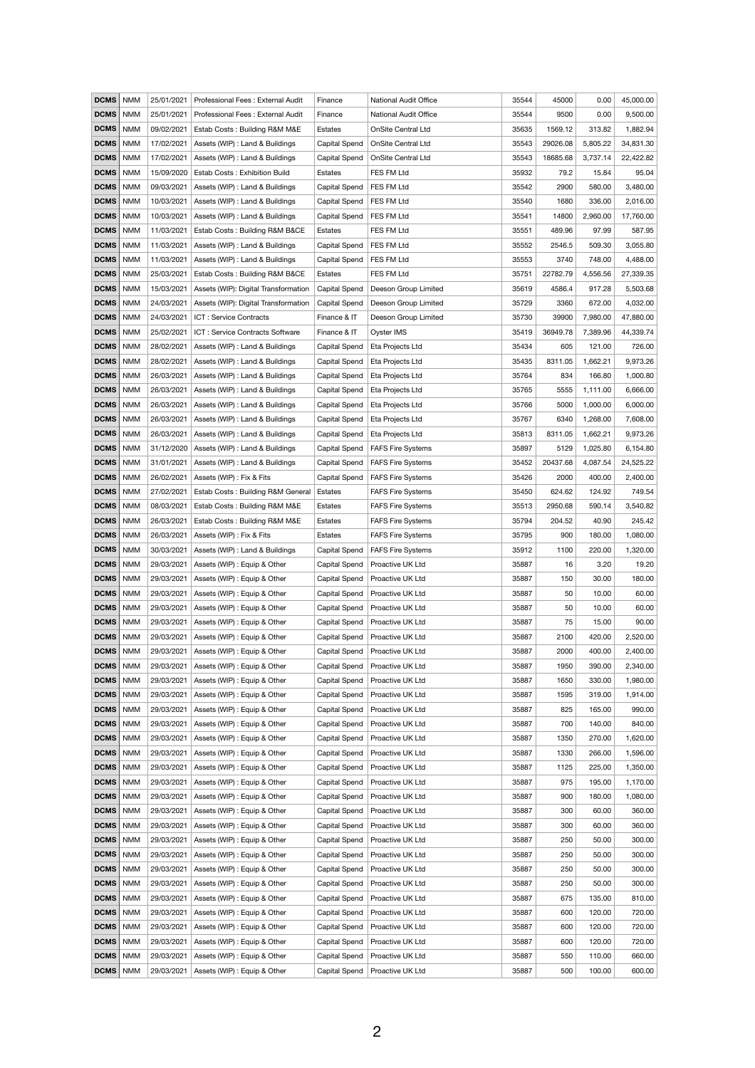| | | | | | | | | | |
|---|---|---|---|---|---|---|---|---|---|
| DCMS | NMM | 25/01/2021 | Professional Fees : External Audit | Finance | National Audit Office | 35544 | 45000 | 0.00 | 45,000.00 |
| DCMS | NMM | 25/01/2021 | Professional Fees : External Audit | Finance | National Audit Office | 35544 | 9500 | 0.00 | 9,500.00 |
| DCMS | NMM | 09/02/2021 | Estab Costs : Building R&M M&E | Estates | OnSite Central Ltd | 35635 | 1569.12 | 313.82 | 1,882.94 |
| DCMS | NMM | 17/02/2021 | Assets (WIP) : Land & Buildings | Capital Spend | OnSite Central Ltd | 35543 | 29026.08 | 5,805.22 | 34,831.30 |
| DCMS | NMM | 17/02/2021 | Assets (WIP) : Land & Buildings | Capital Spend | OnSite Central Ltd | 35543 | 18685.68 | 3,737.14 | 22,422.82 |
| DCMS | NMM | 15/09/2020 | Estab Costs : Exhibition Build | Estates | FES FM Ltd | 35932 | 79.2 | 15.84 | 95.04 |
| DCMS | NMM | 09/03/2021 | Assets (WIP) : Land & Buildings | Capital Spend | FES FM Ltd | 35542 | 2900 | 580.00 | 3,480.00 |
| DCMS | NMM | 10/03/2021 | Assets (WIP) : Land & Buildings | Capital Spend | FES FM Ltd | 35540 | 1680 | 336.00 | 2,016.00 |
| DCMS | NMM | 10/03/2021 | Assets (WIP) : Land & Buildings | Capital Spend | FES FM Ltd | 35541 | 14800 | 2,960.00 | 17,760.00 |
| DCMS | NMM | 11/03/2021 | Estab Costs : Building R&M B&CE | Estates | FES FM Ltd | 35551 | 489.96 | 97.99 | 587.95 |
| DCMS | NMM | 11/03/2021 | Assets (WIP) : Land & Buildings | Capital Spend | FES FM Ltd | 35552 | 2546.5 | 509.30 | 3,055.80 |
| DCMS | NMM | 11/03/2021 | Assets (WIP) : Land & Buildings | Capital Spend | FES FM Ltd | 35553 | 3740 | 748.00 | 4,488.00 |
| DCMS | NMM | 25/03/2021 | Estab Costs : Building R&M B&CE | Estates | FES FM Ltd | 35751 | 22782.79 | 4,556.56 | 27,339.35 |
| DCMS | NMM | 15/03/2021 | Assets (WIP): Digital Transformation | Capital Spend | Deeson Group Limited | 35619 | 4586.4 | 917.28 | 5,503.68 |
| DCMS | NMM | 24/03/2021 | Assets (WIP): Digital Transformation | Capital Spend | Deeson Group Limited | 35729 | 3360 | 672.00 | 4,032.00 |
| DCMS | NMM | 24/03/2021 | ICT : Service Contracts | Finance & IT | Deeson Group Limited | 35730 | 39900 | 7,980.00 | 47,880.00 |
| DCMS | NMM | 25/02/2021 | ICT : Service Contracts Software | Finance & IT | Oyster IMS | 35419 | 36949.78 | 7,389.96 | 44,339.74 |
| DCMS | NMM | 28/02/2021 | Assets (WIP) : Land & Buildings | Capital Spend | Eta Projects Ltd | 35434 | 605 | 121.00 | 726.00 |
| DCMS | NMM | 28/02/2021 | Assets (WIP) : Land & Buildings | Capital Spend | Eta Projects Ltd | 35435 | 8311.05 | 1,662.21 | 9,973.26 |
| DCMS | NMM | 26/03/2021 | Assets (WIP) : Land & Buildings | Capital Spend | Eta Projects Ltd | 35764 | 834 | 166.80 | 1,000.80 |
| DCMS | NMM | 26/03/2021 | Assets (WIP) : Land & Buildings | Capital Spend | Eta Projects Ltd | 35765 | 5555 | 1,111.00 | 6,666.00 |
| DCMS | NMM | 26/03/2021 | Assets (WIP) : Land & Buildings | Capital Spend | Eta Projects Ltd | 35766 | 5000 | 1,000.00 | 6,000.00 |
| DCMS | NMM | 26/03/2021 | Assets (WIP) : Land & Buildings | Capital Spend | Eta Projects Ltd | 35767 | 6340 | 1,268.00 | 7,608.00 |
| DCMS | NMM | 26/03/2021 | Assets (WIP) : Land & Buildings | Capital Spend | Eta Projects Ltd | 35813 | 8311.05 | 1,662.21 | 9,973.26 |
| DCMS | NMM | 31/12/2020 | Assets (WIP) : Land & Buildings | Capital Spend | FAFS Fire Systems | 35897 | 5129 | 1,025.80 | 6,154.80 |
| DCMS | NMM | 31/01/2021 | Assets (WIP) : Land & Buildings | Capital Spend | FAFS Fire Systems | 35452 | 20437.68 | 4,087.54 | 24,525.22 |
| DCMS | NMM | 26/02/2021 | Assets (WIP) : Fix & Fits | Capital Spend | FAFS Fire Systems | 35426 | 2000 | 400.00 | 2,400.00 |
| DCMS | NMM | 27/02/2021 | Estab Costs : Building R&M General | Estates | FAFS Fire Systems | 35450 | 624.62 | 124.92 | 749.54 |
| DCMS | NMM | 08/03/2021 | Estab Costs : Building R&M M&E | Estates | FAFS Fire Systems | 35513 | 2950.68 | 590.14 | 3,540.82 |
| DCMS | NMM | 26/03/2021 | Estab Costs : Building R&M M&E | Estates | FAFS Fire Systems | 35794 | 204.52 | 40.90 | 245.42 |
| DCMS | NMM | 26/03/2021 | Assets (WIP) : Fix & Fits | Estates | FAFS Fire Systems | 35795 | 900 | 180.00 | 1,080.00 |
| DCMS | NMM | 30/03/2021 | Assets (WIP) : Land & Buildings | Capital Spend | FAFS Fire Systems | 35912 | 1100 | 220.00 | 1,320.00 |
| DCMS | NMM | 29/03/2021 | Assets (WIP) : Equip & Other | Capital Spend | Proactive UK Ltd | 35887 | 16 | 3.20 | 19.20 |
| DCMS | NMM | 29/03/2021 | Assets (WIP) : Equip & Other | Capital Spend | Proactive UK Ltd | 35887 | 150 | 30.00 | 180.00 |
| DCMS | NMM | 29/03/2021 | Assets (WIP) : Equip & Other | Capital Spend | Proactive UK Ltd | 35887 | 50 | 10.00 | 60.00 |
| DCMS | NMM | 29/03/2021 | Assets (WIP) : Equip & Other | Capital Spend | Proactive UK Ltd | 35887 | 50 | 10.00 | 60.00 |
| DCMS | NMM | 29/03/2021 | Assets (WIP) : Equip & Other | Capital Spend | Proactive UK Ltd | 35887 | 75 | 15.00 | 90.00 |
| DCMS | NMM | 29/03/2021 | Assets (WIP) : Equip & Other | Capital Spend | Proactive UK Ltd | 35887 | 2100 | 420.00 | 2,520.00 |
| DCMS | NMM | 29/03/2021 | Assets (WIP) : Equip & Other | Capital Spend | Proactive UK Ltd | 35887 | 2000 | 400.00 | 2,400.00 |
| DCMS | NMM | 29/03/2021 | Assets (WIP) : Equip & Other | Capital Spend | Proactive UK Ltd | 35887 | 1950 | 390.00 | 2,340.00 |
| DCMS | NMM | 29/03/2021 | Assets (WIP) : Equip & Other | Capital Spend | Proactive UK Ltd | 35887 | 1650 | 330.00 | 1,980.00 |
| DCMS | NMM | 29/03/2021 | Assets (WIP) : Equip & Other | Capital Spend | Proactive UK Ltd | 35887 | 1595 | 319.00 | 1,914.00 |
| DCMS | NMM | 29/03/2021 | Assets (WIP) : Equip & Other | Capital Spend | Proactive UK Ltd | 35887 | 825 | 165.00 | 990.00 |
| DCMS | NMM | 29/03/2021 | Assets (WIP) : Equip & Other | Capital Spend | Proactive UK Ltd | 35887 | 700 | 140.00 | 840.00 |
| DCMS | NMM | 29/03/2021 | Assets (WIP) : Equip & Other | Capital Spend | Proactive UK Ltd | 35887 | 1350 | 270.00 | 1,620.00 |
| DCMS | NMM | 29/03/2021 | Assets (WIP) : Equip & Other | Capital Spend | Proactive UK Ltd | 35887 | 1330 | 266.00 | 1,596.00 |
| DCMS | NMM | 29/03/2021 | Assets (WIP) : Equip & Other | Capital Spend | Proactive UK Ltd | 35887 | 1125 | 225.00 | 1,350.00 |
| DCMS | NMM | 29/03/2021 | Assets (WIP) : Equip & Other | Capital Spend | Proactive UK Ltd | 35887 | 975 | 195.00 | 1,170.00 |
| DCMS | NMM | 29/03/2021 | Assets (WIP) : Equip & Other | Capital Spend | Proactive UK Ltd | 35887 | 900 | 180.00 | 1,080.00 |
| DCMS | NMM | 29/03/2021 | Assets (WIP) : Equip & Other | Capital Spend | Proactive UK Ltd | 35887 | 300 | 60.00 | 360.00 |
| DCMS | NMM | 29/03/2021 | Assets (WIP) : Equip & Other | Capital Spend | Proactive UK Ltd | 35887 | 300 | 60.00 | 360.00 |
| DCMS | NMM | 29/03/2021 | Assets (WIP) : Equip & Other | Capital Spend | Proactive UK Ltd | 35887 | 250 | 50.00 | 300.00 |
| DCMS | NMM | 29/03/2021 | Assets (WIP) : Equip & Other | Capital Spend | Proactive UK Ltd | 35887 | 250 | 50.00 | 300.00 |
| DCMS | NMM | 29/03/2021 | Assets (WIP) : Equip & Other | Capital Spend | Proactive UK Ltd | 35887 | 250 | 50.00 | 300.00 |
| DCMS | NMM | 29/03/2021 | Assets (WIP) : Equip & Other | Capital Spend | Proactive UK Ltd | 35887 | 250 | 50.00 | 300.00 |
| DCMS | NMM | 29/03/2021 | Assets (WIP) : Equip & Other | Capital Spend | Proactive UK Ltd | 35887 | 675 | 135.00 | 810.00 |
| DCMS | NMM | 29/03/2021 | Assets (WIP) : Equip & Other | Capital Spend | Proactive UK Ltd | 35887 | 600 | 120.00 | 720.00 |
| DCMS | NMM | 29/03/2021 | Assets (WIP) : Equip & Other | Capital Spend | Proactive UK Ltd | 35887 | 600 | 120.00 | 720.00 |
| DCMS | NMM | 29/03/2021 | Assets (WIP) : Equip & Other | Capital Spend | Proactive UK Ltd | 35887 | 600 | 120.00 | 720.00 |
| DCMS | NMM | 29/03/2021 | Assets (WIP) : Equip & Other | Capital Spend | Proactive UK Ltd | 35887 | 550 | 110.00 | 660.00 |
| DCMS | NMM | 29/03/2021 | Assets (WIP) : Equip & Other | Capital Spend | Proactive UK Ltd | 35887 | 500 | 100.00 | 600.00 |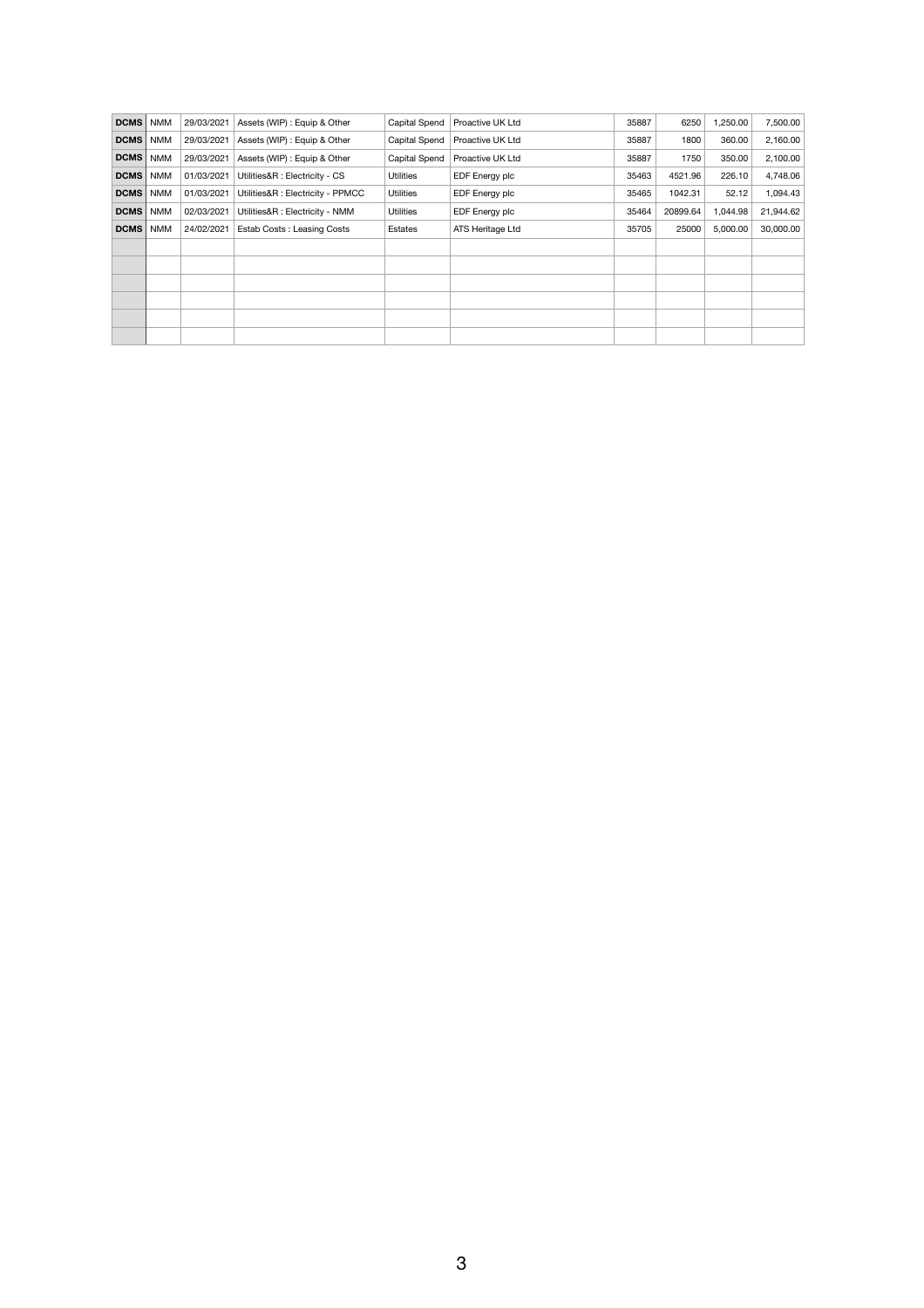| | | | | | | | | | |
|---|---|---|---|---|---|---|---|---|---|
| **DCMS** | NMM | 29/03/2021 | Assets (WIP) : Equip & Other | Capital Spend | Proactive UK Ltd | 35887 | 6250 | 1,250.00 | 7,500.00 |
| **DCMS** | NMM | 29/03/2021 | Assets (WIP) : Equip & Other | Capital Spend | Proactive UK Ltd | 35887 | 1800 | 360.00 | 2,160.00 |
| **DCMS** | NMM | 29/03/2021 | Assets (WIP) : Equip & Other | Capital Spend | Proactive UK Ltd | 35887 | 1750 | 350.00 | 2,100.00 |
| **DCMS** | NMM | 01/03/2021 | Utilities&R : Electricity - CS | Utilities | EDF Energy plc | 35463 | 4521.96 | 226.10 | 4,748.06 |
| **DCMS** | NMM | 01/03/2021 | Utilities&R : Electricity - PPMCC | Utilities | EDF Energy plc | 35465 | 1042.31 | 52.12 | 1,094.43 |
| **DCMS** | NMM | 02/03/2021 | Utilities&R : Electricity - NMM | Utilities | EDF Energy plc | 35464 | 20899.64 | 1,044.98 | 21,944.62 |
| **DCMS** | NMM | 24/02/2021 | Estab Costs : Leasing Costs | Estates | ATS Heritage Ltd | 35705 | 25000 | 5,000.00 | 30,000.00 |
| | | | | | | | | | |
| | | | | | | | | | |
| | | | | | | | | | |
| | | | | | | | | | |
| | | | | | | | | | |
| | | | | | | | | | |